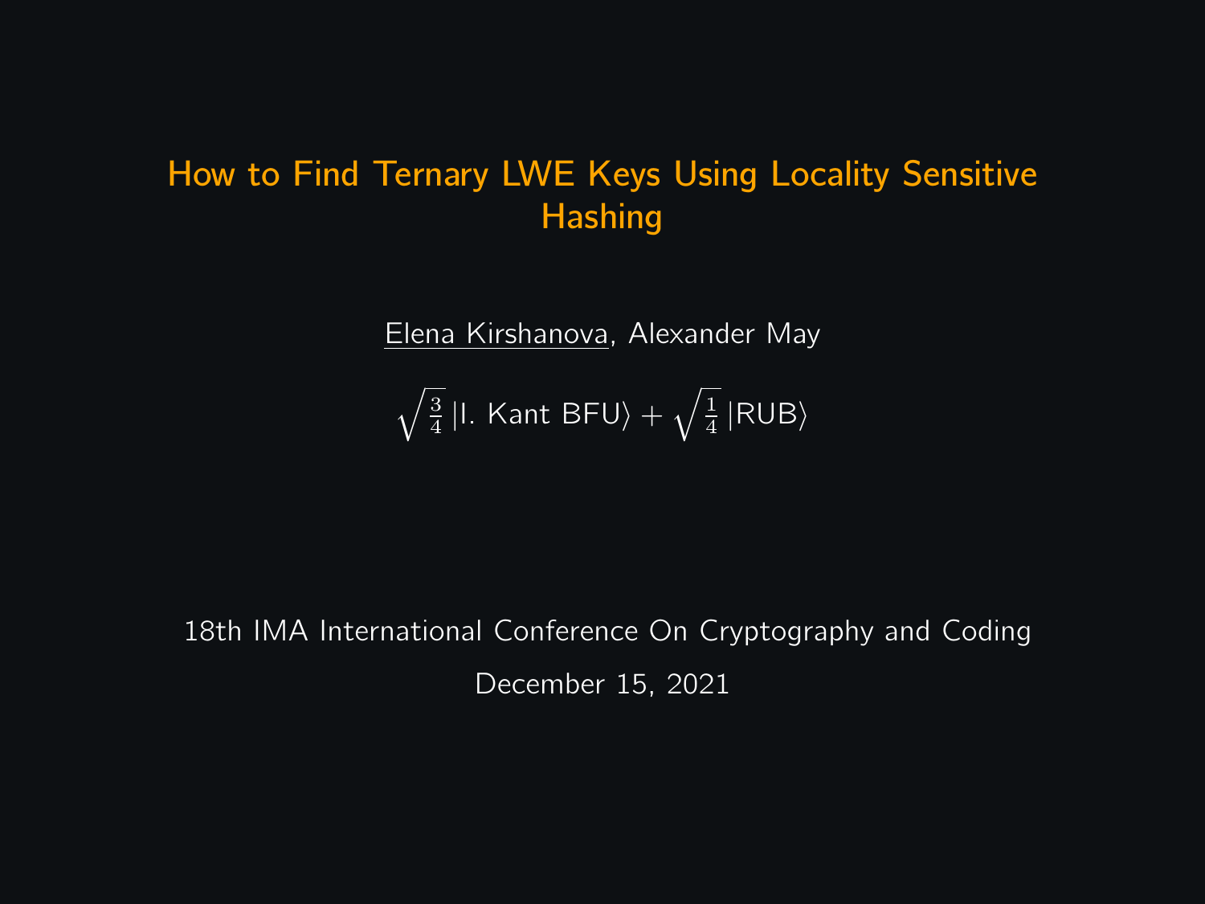# How to Find Ternary LWE Keys Using Locality Sensitive Hashing

Elena Kirshanova, Alexander May

$\sqrt{\frac{3}{4}}\,|\text{I. Kant BFU}\rangle + \sqrt{\frac{1}{4}}\,|\text{RUB}\rangle$

18th IMA International Conference On Cryptography and Coding

December 15, 2021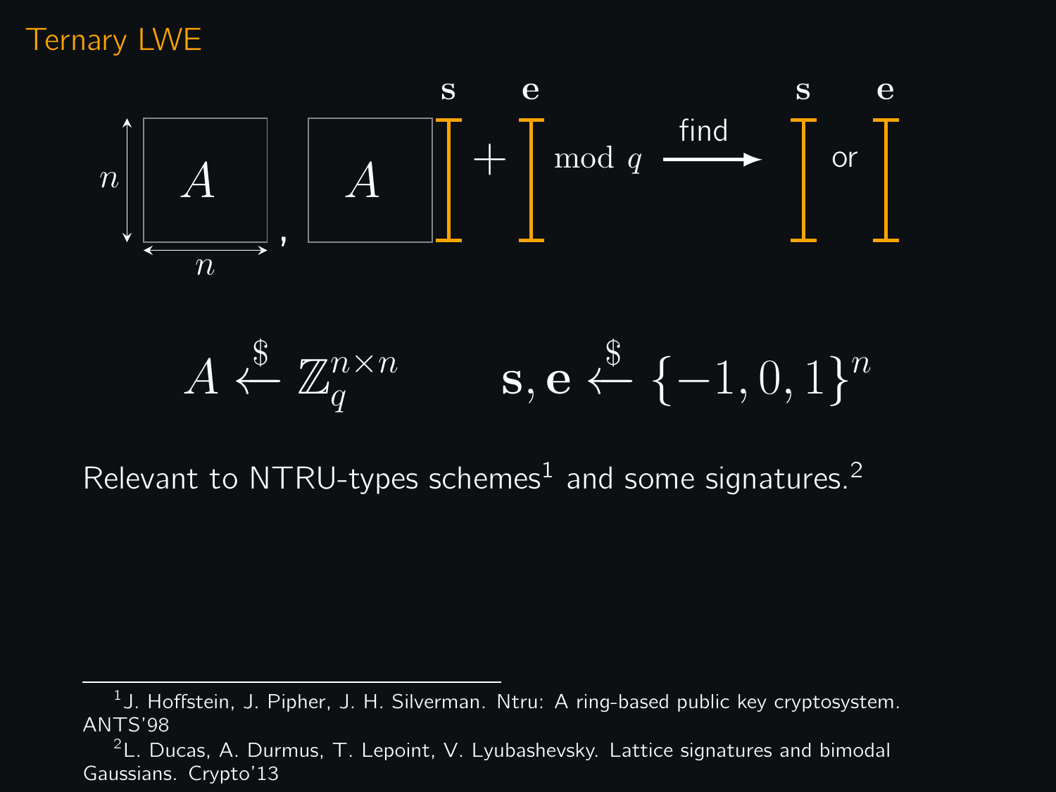# Ternary LWE

$A$, $A \mathbf{s} + \mathbf{e} \mod q \xrightarrow{\text{find}} \mathbf{s}$ or $\mathbf{e}$

$$A \xleftarrow{\$} \mathbb{Z}_q^{n \times n} \qquad \mathbf{s}, \mathbf{e} \xleftarrow{\$} \{-1, 0, 1\}^n$$

Relevant to NTRU-types schemes[1] and some signatures.[2]

---

[1] J. Hoffstein, J. Pipher, J. H. Silverman. Ntru: A ring-based public key cryptosystem. ANTS'98

[2] L. Ducas, A. Durmus, T. Lepoint, V. Lyubashevsky. Lattice signatures and bimodal Gaussians. Crypto'13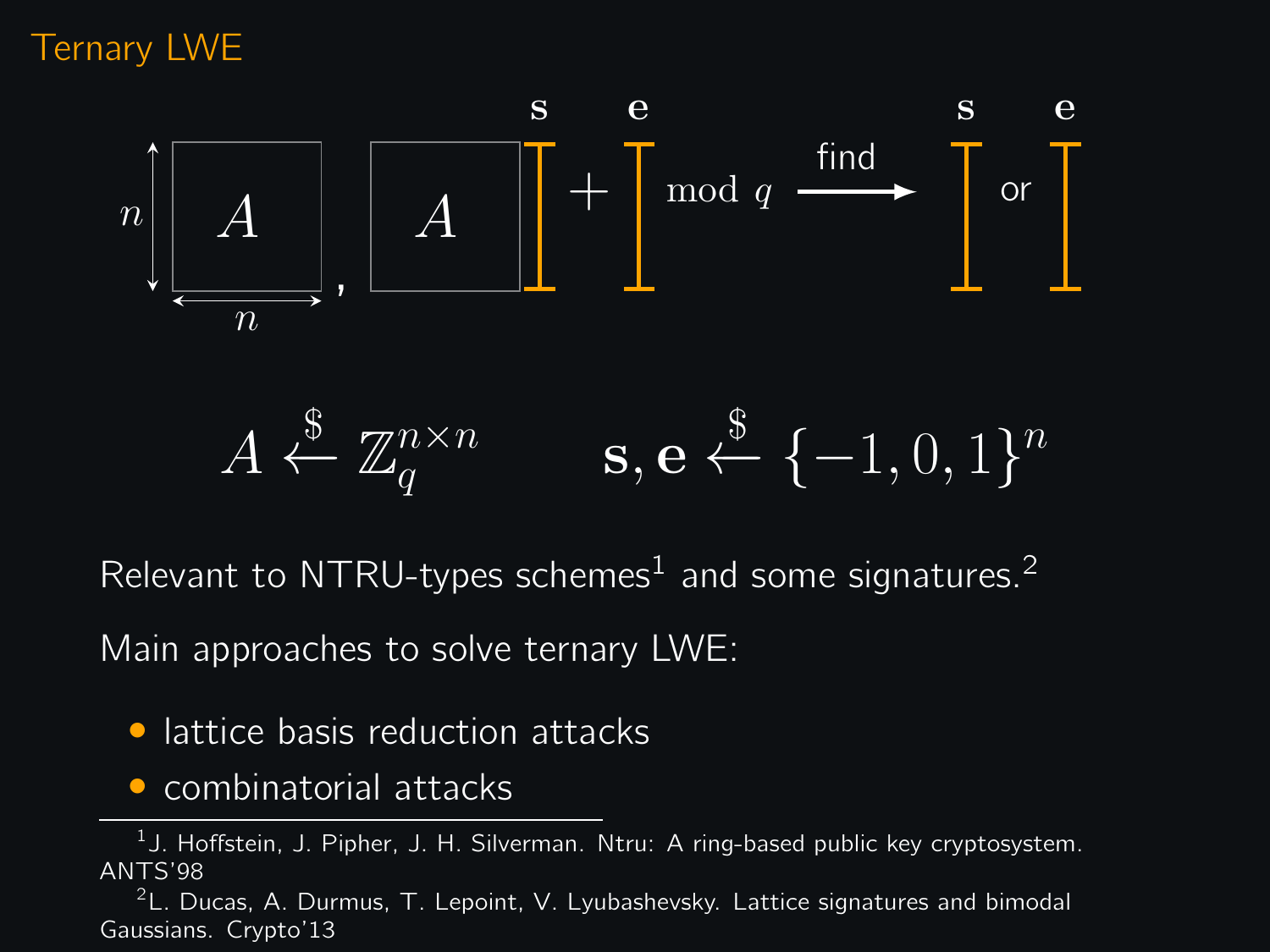## Ternary LWE

$$A, \; A\mathbf{s} + \mathbf{e} \mod q \xrightarrow{\text{find}} \mathbf{s} \text{ or } \mathbf{e}$$

$$A \xleftarrow{\$} \mathbb{Z}_q^{n \times n} \qquad \mathbf{s}, \mathbf{e} \xleftarrow{\$} \{-1, 0, 1\}^n$$

Relevant to NTRU-types schemes[1] and some signatures.[2]

Main approaches to solve ternary LWE:

- lattice basis reduction attacks
- combinatorial attacks

---

[1] J. Hoffstein, J. Pipher, J. H. Silverman. Ntru: A ring-based public key cryptosystem. ANTS'98

[2] L. Ducas, A. Durmus, T. Lepoint, V. Lyubashevsky. Lattice signatures and bimodal Gaussians. Crypto'13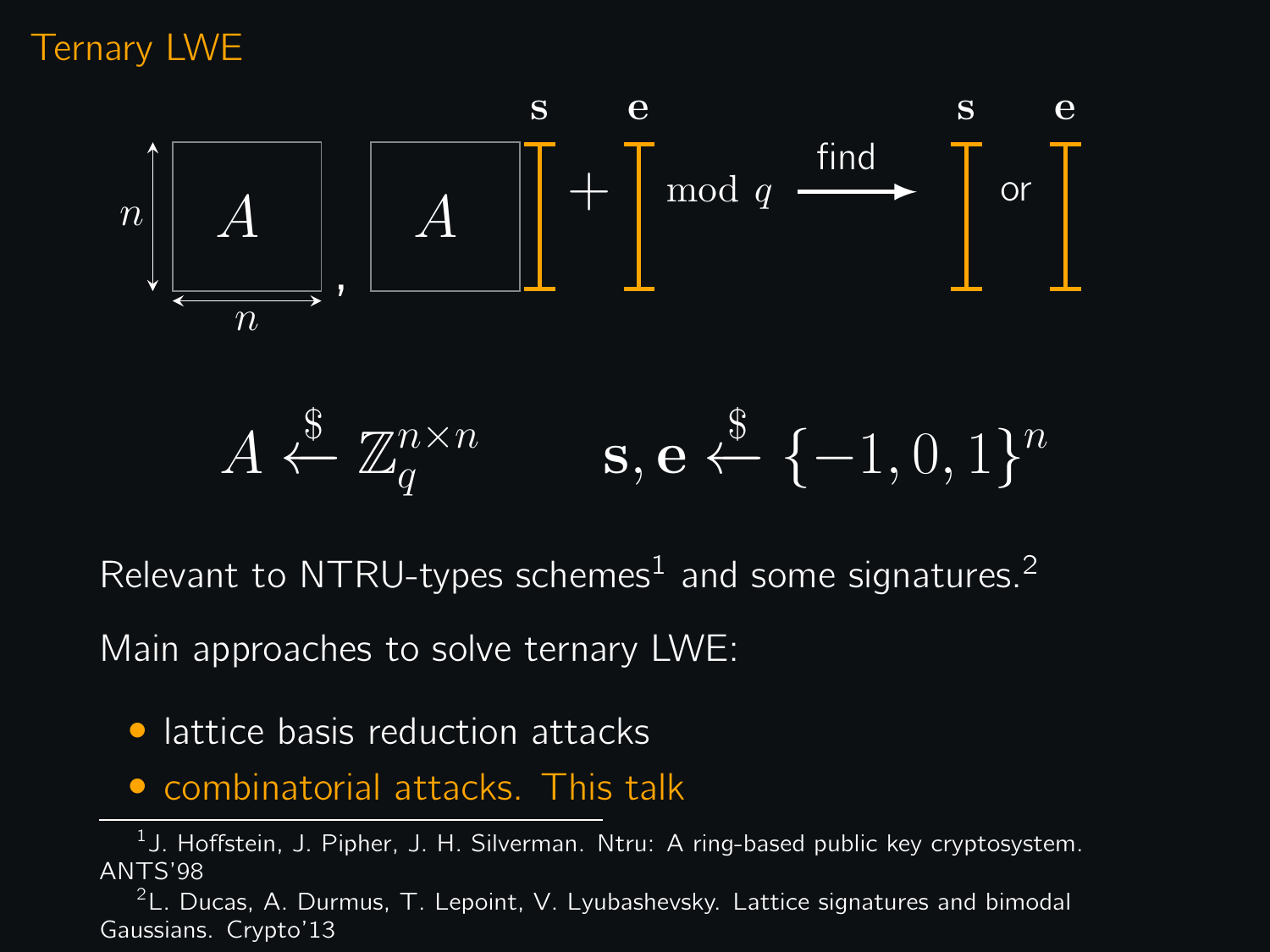# Ternary LWE

$$A, \; A\mathbf{s} + \mathbf{e} \bmod q \xrightarrow{\text{find}} \mathbf{s} \text{ or } \mathbf{e}$$

($A$ is $n \times n$)

$$A \xleftarrow{\$} \mathbb{Z}_q^{n \times n} \qquad \mathbf{s}, \mathbf{e} \xleftarrow{\$} \{-1, 0, 1\}^n$$

Relevant to NTRU-types schemes[1] and some signatures.[2]

Main approaches to solve ternary LWE:

- lattice basis reduction attacks
- combinatorial attacks. This talk

[1] J. Hoffstein, J. Pipher, J. H. Silverman. Ntru: A ring-based public key cryptosystem. ANTS'98

[2] L. Ducas, A. Durmus, T. Lepoint, V. Lyubashevsky. Lattice signatures and bimodal Gaussians. Crypto'13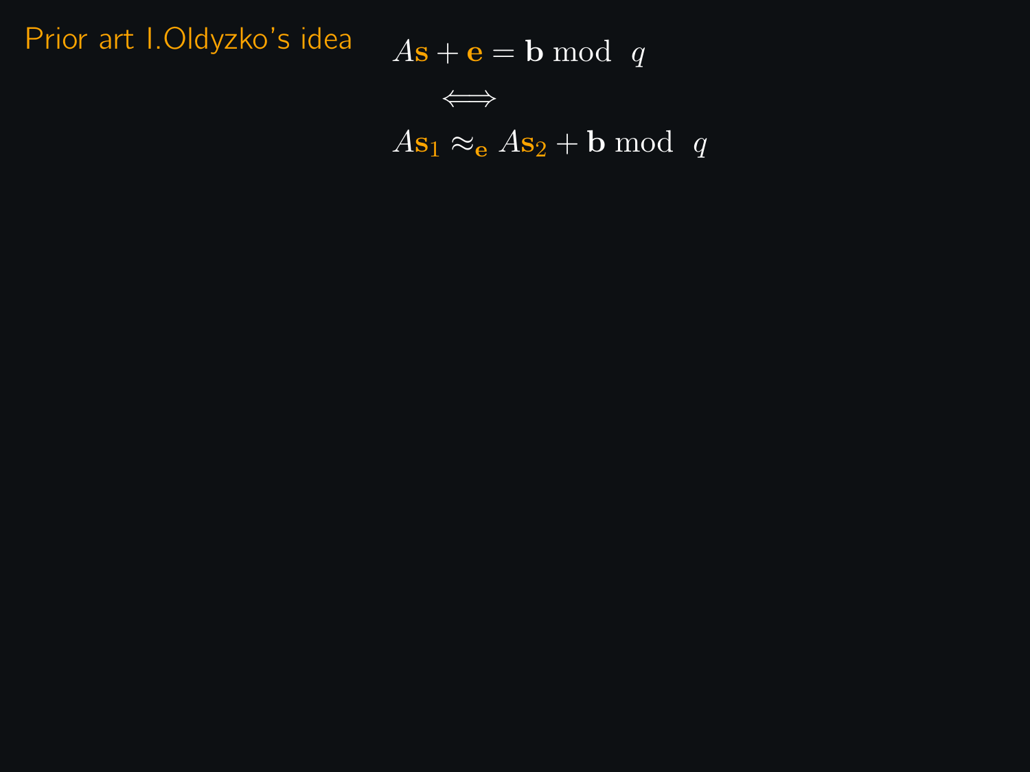## Prior art I.Oldyzko's idea

$$A\mathbf{s} + \mathbf{e} = \mathbf{b} \bmod q$$

$$\Longleftrightarrow$$

$$A\mathbf{s}_1 \approx_{\mathbf{e}} A\mathbf{s}_2 + \mathbf{b} \bmod q$$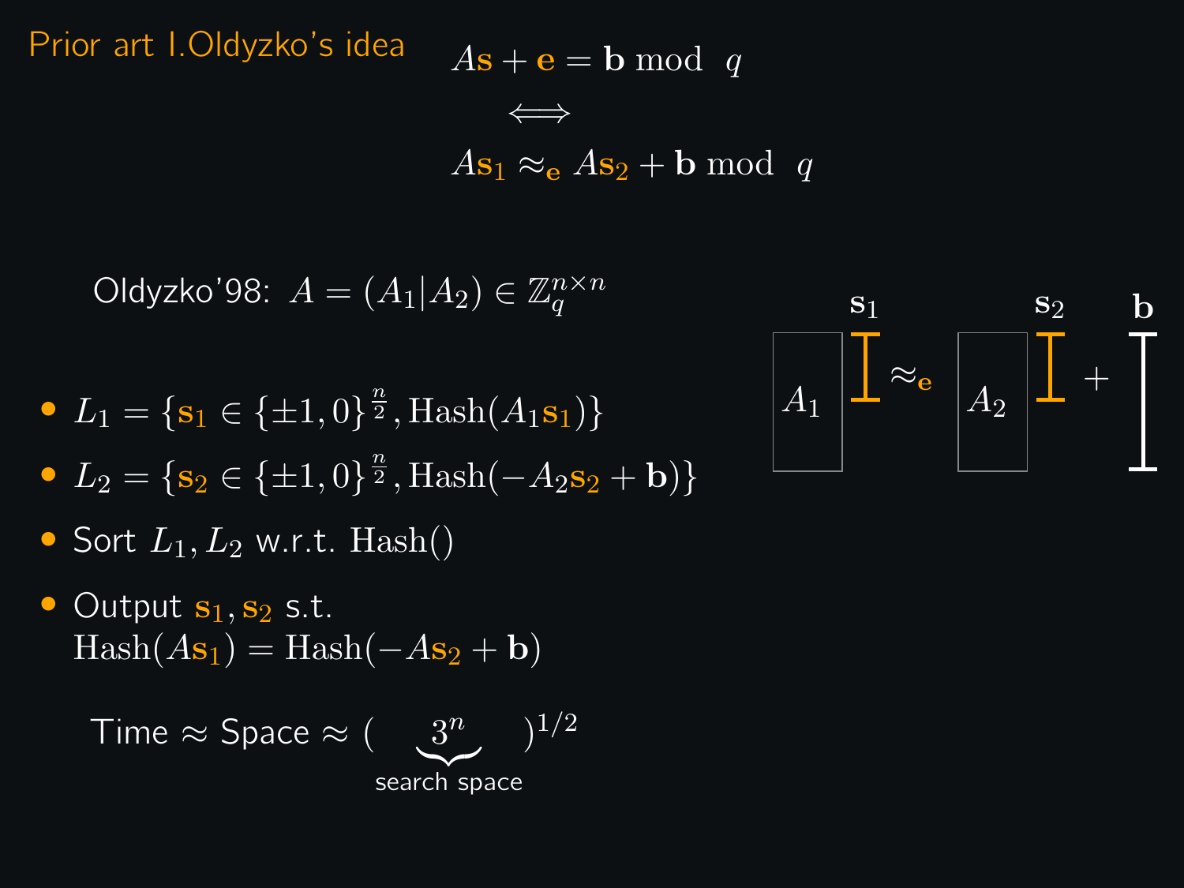## Prior art I.Oldyzko's idea

$$A\mathbf{s} + \mathbf{e} = \mathbf{b} \bmod q$$

$$\Longleftrightarrow$$

$$A\mathbf{s}_1 \approx_{\mathbf{e}} A\mathbf{s}_2 + \mathbf{b} \bmod q$$

Oldyzko'98: $A = (A_1 | A_2) \in \mathbb{Z}_q^{n \times n}$

$A_1$ $\mathbf{s}_1$ $\approx_{\mathbf{e}}$ $A_2$ $\mathbf{s}_2$ $+$ $\mathbf{b}$

- $L_1 = \{\mathbf{s}_1 \in \{\pm 1, 0\}^{\frac{n}{2}}, \mathrm{Hash}(A_1 \mathbf{s}_1)\}$
- $L_2 = \{\mathbf{s}_2 \in \{\pm 1, 0\}^{\frac{n}{2}}, \mathrm{Hash}(-A_2 \mathbf{s}_2 + \mathbf{b})\}$
- Sort $L_1, L_2$ w.r.t. $\mathrm{Hash}()$
- Output $\mathbf{s}_1, \mathbf{s}_2$ s.t. $\mathrm{Hash}(A\mathbf{s}_1) = \mathrm{Hash}(-A\mathbf{s}_2 + \mathbf{b})$

Time $\approx$ Space $\approx$ $(\underbrace{3^n}_{\text{search space}})^{1/2}$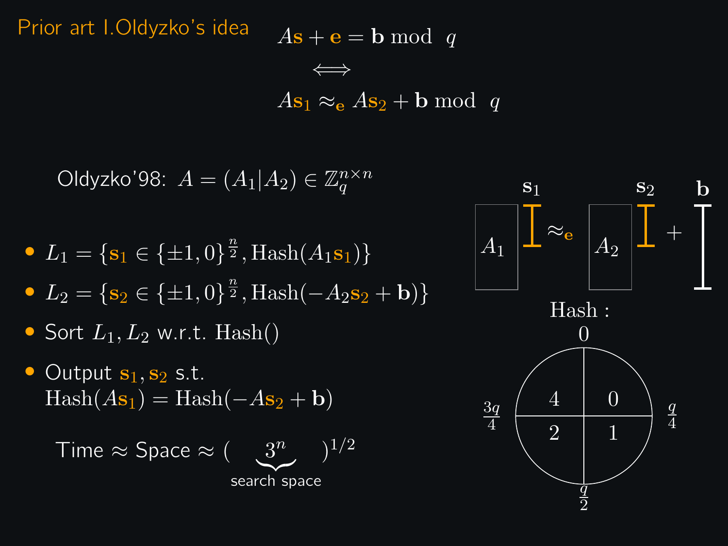# Prior art I.Oldyzko's idea

$$A\mathbf{s} + \mathbf{e} = \mathbf{b} \bmod q$$

$$\Longleftrightarrow$$

$$A\mathbf{s}_1 \approx_{\mathbf{e}} A\mathbf{s}_2 + \mathbf{b} \bmod q$$

Oldyzko'98: $A = (A_1 | A_2) \in \mathbb{Z}_q^{n \times n}$

- $L_1 = \{\mathbf{s}_1 \in \{\pm 1, 0\}^{\frac{n}{2}}, \text{Hash}(A_1\mathbf{s}_1)\}$
- $L_2 = \{\mathbf{s}_2 \in \{\pm 1, 0\}^{\frac{n}{2}}, \text{Hash}(-A_2\mathbf{s}_2 + \mathbf{b})\}$
- Sort $L_1, L_2$ w.r.t. $\text{Hash}()$
- Output $\mathbf{s}_1, \mathbf{s}_2$ s.t. $\text{Hash}(A\mathbf{s}_1) = \text{Hash}(-A\mathbf{s}_2 + \mathbf{b})$

Time ≈ Space ≈ $(\underbrace{3^n}_{\text{search space}})^{1/2}$

$A_1 \; \mathbf{s}_1 \approx_{\mathbf{e}} A_2 \; \mathbf{s}_2 + \mathbf{b}$

Hash :

| Region | Label |
|---|---|
| $0$ to $\frac{q}{4}$ | 0 |
| $\frac{q}{4}$ to $\frac{q}{2}$ | 1 |
| $\frac{q}{2}$ to $\frac{3q}{4}$ | 2 |
| $\frac{3q}{4}$ to $0$ | 4 |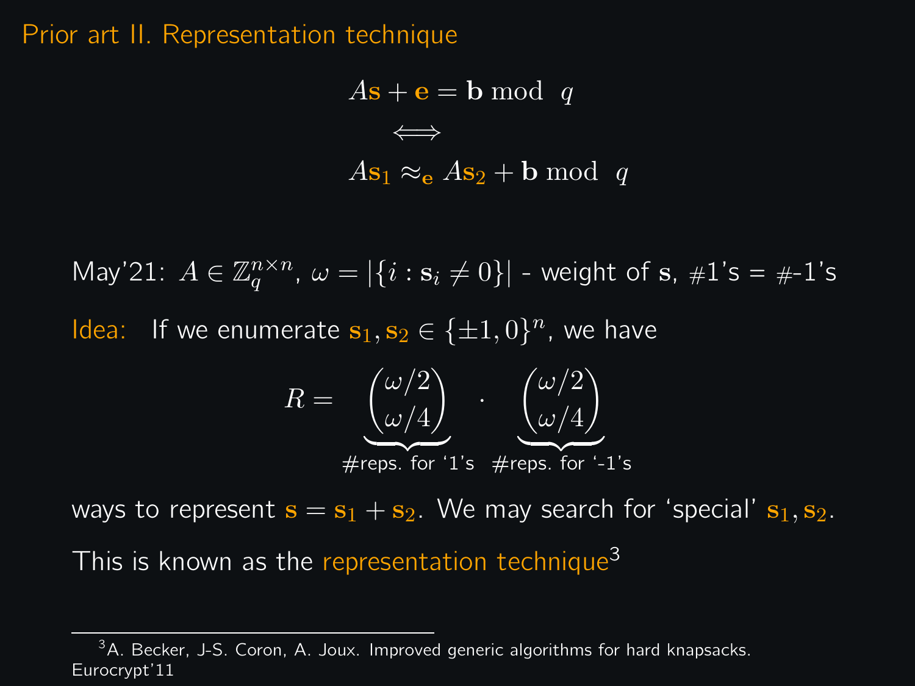# Prior art II. Representation technique

$$A\mathbf{s} + \mathbf{e} = \mathbf{b} \bmod q$$

$$\Longleftrightarrow$$

$$A\mathbf{s}_1 \approx_{\mathbf{e}} A\mathbf{s}_2 + \mathbf{b} \bmod q$$

May'21: $A \in \mathbb{Z}_q^{n \times n}$, $\omega = |\{i : \mathbf{s}_i \neq 0\}|$ - weight of $\mathbf{s}$, #1's = #-1's

Idea: If we enumerate $\mathbf{s}_1, \mathbf{s}_2 \in \{\pm 1, 0\}^n$, we have

$$R = \underbrace{\binom{\omega/2}{\omega/4}}_{\#\text{reps. for '1's}} \cdot \underbrace{\binom{\omega/2}{\omega/4}}_{\#\text{reps. for '-1's}}$$

ways to represent $\mathbf{s} = \mathbf{s}_1 + \mathbf{s}_2$. We may search for 'special' $\mathbf{s}_1, \mathbf{s}_2$.

This is known as the representation technique[3]

[3] A. Becker, J-S. Coron, A. Joux. Improved generic algorithms for hard knapsacks. Eurocrypt'11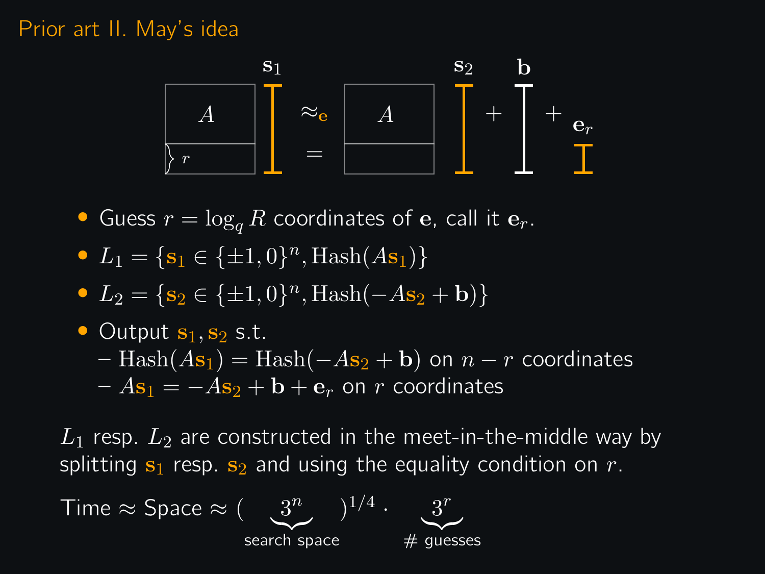# Prior art II. May's idea

$$A \mathbf{s}_1 \approx_{\mathbf{e}} A \mathbf{s}_2 + \mathbf{b} + \mathbf{e}_r$$

(bottom $r$ rows: $=$)

- Guess $r = \log_q R$ coordinates of $\mathbf{e}$, call it $\mathbf{e}_r$.
- $L_1 = \{\mathbf{s}_1 \in \{\pm 1, 0\}^n, \mathrm{Hash}(A\mathbf{s}_1)\}$
- $L_2 = \{\mathbf{s}_2 \in \{\pm 1, 0\}^n, \mathrm{Hash}(-A\mathbf{s}_2 + \mathbf{b})\}$
- Output $\mathbf{s}_1, \mathbf{s}_2$ s.t.
  - $\mathrm{Hash}(A\mathbf{s}_1) = \mathrm{Hash}(-A\mathbf{s}_2 + \mathbf{b})$ on $n - r$ coordinates
  - $A\mathbf{s}_1 = -A\mathbf{s}_2 + \mathbf{b} + \mathbf{e}_r$ on $r$ coordinates

$L_1$ resp. $L_2$ are constructed in the meet-in-the-middle way by splitting $\mathbf{s}_1$ resp. $\mathbf{s}_2$ and using the equality condition on $r$.

Time $\approx$ Space $\approx$ $(\underbrace{3^n}_{\text{search space}})^{1/4} \cdot \underbrace{3^r}_{\text{\# guesses}}$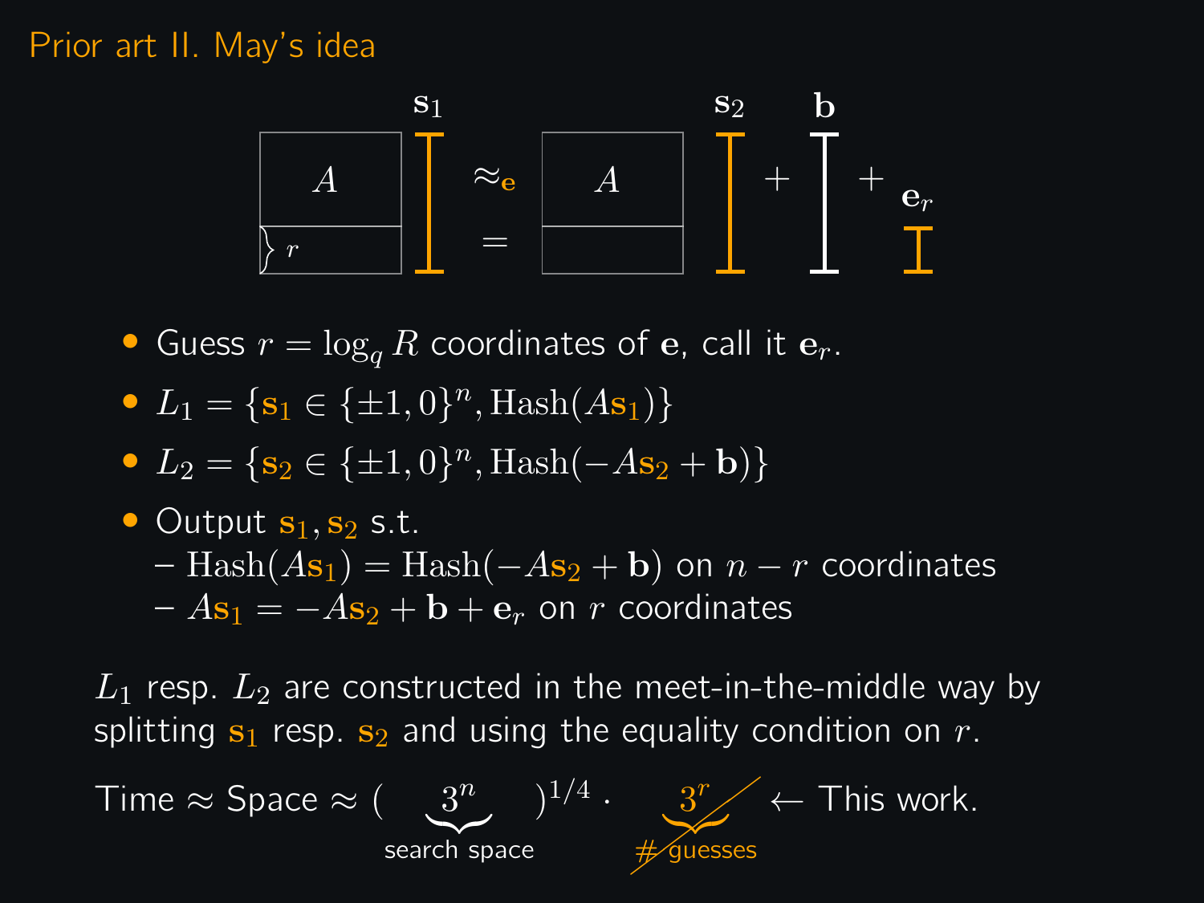## Prior art II. May's idea

$$\begin{bmatrix} A \\ \hline r \end{bmatrix} \mathbf{s}_1 \approx_{\mathbf{e}} = \begin{bmatrix} A \\ \hline \end{bmatrix} \mathbf{s}_2 + \mathbf{b} + \mathbf{e}_r$$

- Guess $r = \log_q R$ coordinates of $\mathbf{e}$, call it $\mathbf{e}_r$.
- $L_1 = \{\mathbf{s}_1 \in \{\pm 1, 0\}^n, \mathrm{Hash}(A\mathbf{s}_1)\}$
- $L_2 = \{\mathbf{s}_2 \in \{\pm 1, 0\}^n, \mathrm{Hash}(-A\mathbf{s}_2 + \mathbf{b})\}$
- Output $\mathbf{s}_1, \mathbf{s}_2$ s.t.
  - $\mathrm{Hash}(A\mathbf{s}_1) = \mathrm{Hash}(-A\mathbf{s}_2 + \mathbf{b})$ on $n - r$ coordinates
  - $A\mathbf{s}_1 = -A\mathbf{s}_2 + \mathbf{b} + \mathbf{e}_r$ on $r$ coordinates

$L_1$ resp. $L_2$ are constructed in the meet-in-the-middle way by splitting $\mathbf{s}_1$ resp. $\mathbf{s}_2$ and using the equality condition on $r$.

Time $\approx$ Space $\approx$ $(\underbrace{3^n}_{\text{search space}})^{1/4} \cdot \underbrace{3^r}_{\text{\# guesses}}$ (crossed out) $\leftarrow$ This work.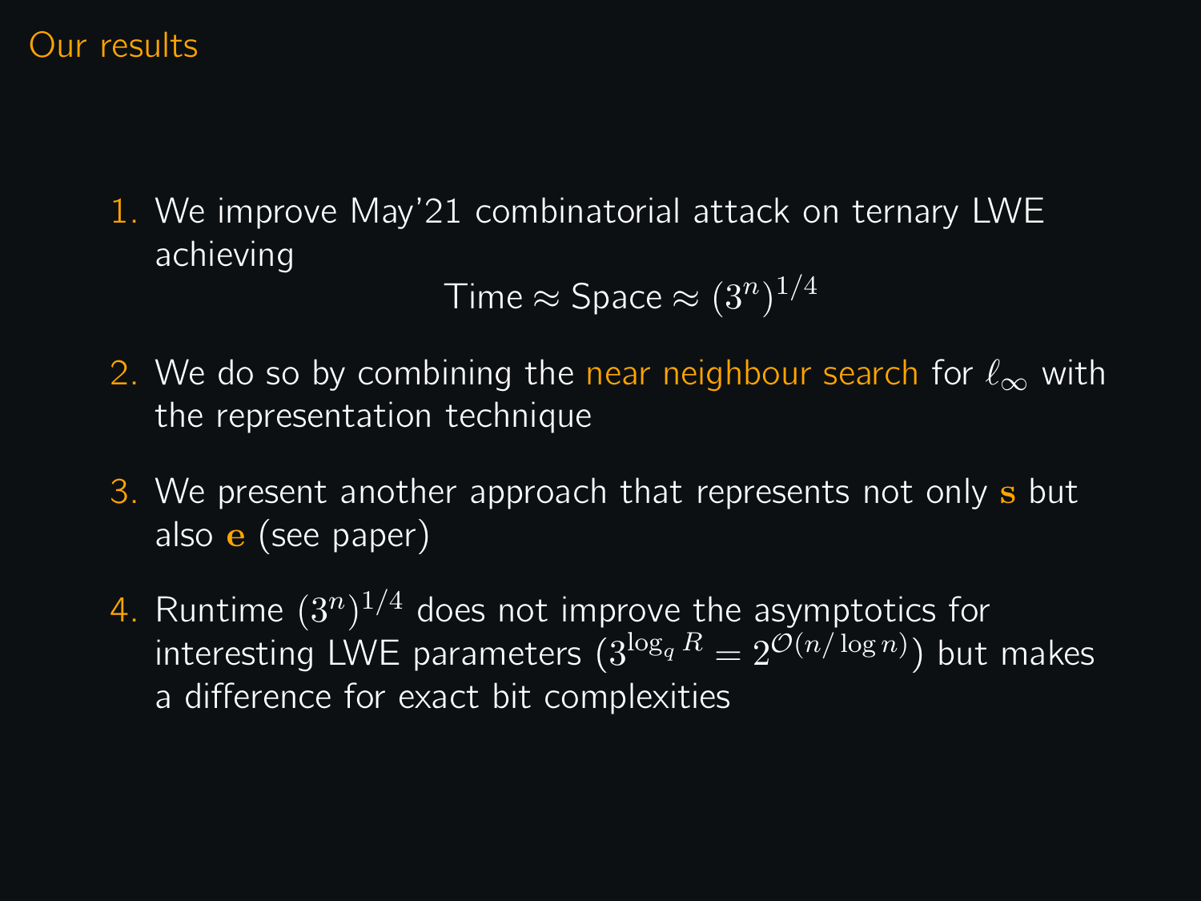# Our results

1. We improve May'21 combinatorial attack on ternary LWE achieving
$$\text{Time} \approx \text{Space} \approx (3^n)^{1/4}$$
2. We do so by combining the near neighbour search for $\ell_\infty$ with the representation technique
3. We present another approach that represents not only $\mathbf{s}$ but also $\mathbf{e}$ (see paper)
4. Runtime $(3^n)^{1/4}$ does not improve the asymptotics for interesting LWE parameters ($3^{\log_q R} = 2^{\mathcal{O}(n/\log n)}$) but makes a difference for exact bit complexities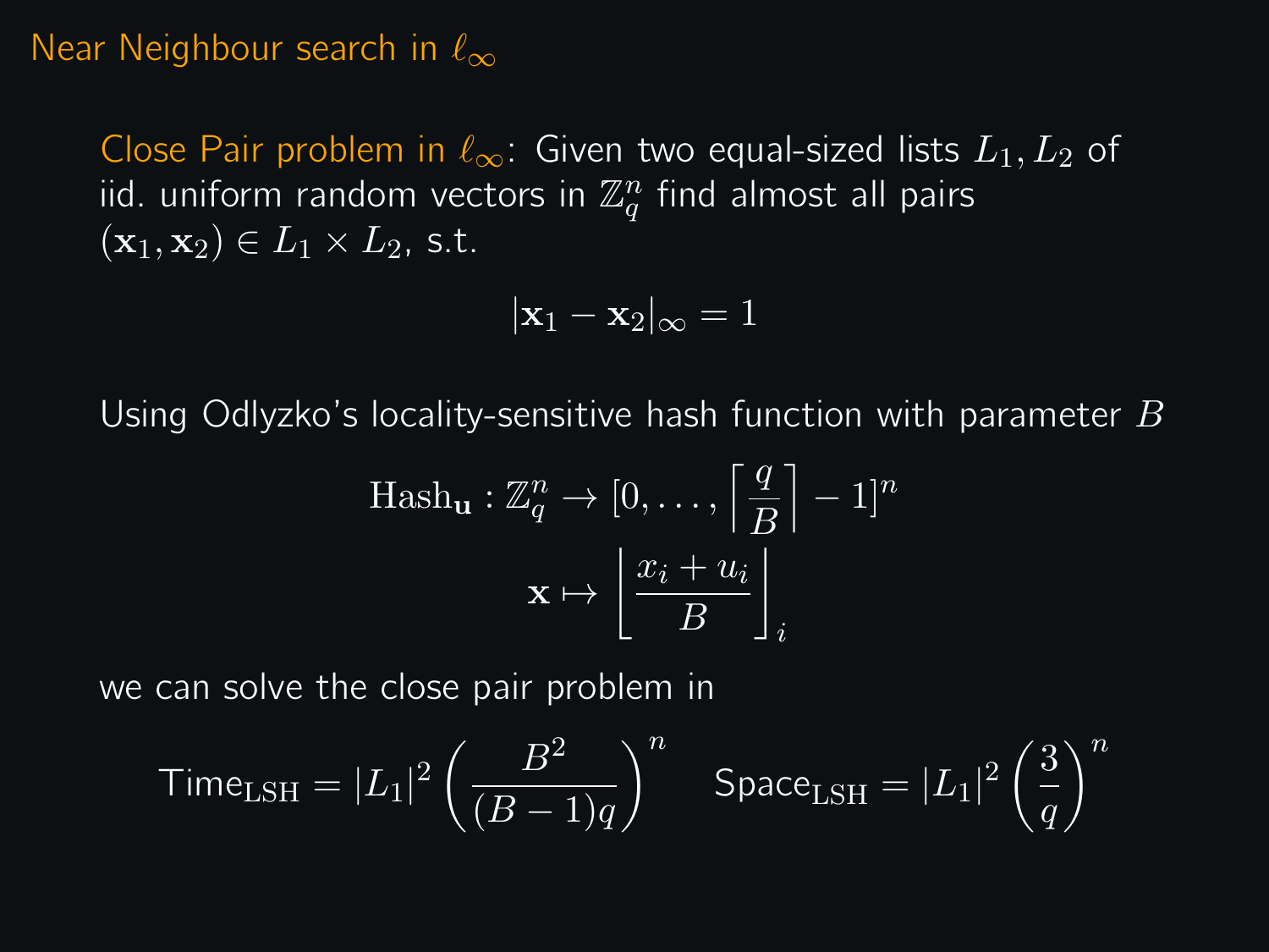# Near Neighbour search in $\ell_\infty$

Close Pair problem in $\ell_\infty$: Given two equal-sized lists $L_1, L_2$ of iid. uniform random vectors in $\mathbb{Z}_q^n$ find almost all pairs $(\mathbf{x}_1, \mathbf{x}_2) \in L_1 \times L_2$, s.t.

$$|\mathbf{x}_1 - \mathbf{x}_2|_\infty = 1$$

Using Odlyzko's locality-sensitive hash function with parameter $B$

$$\mathrm{Hash}_{\mathbf{u}} : \mathbb{Z}_q^n \to [0, \ldots, \left\lceil \frac{q}{B} \right\rceil - 1]^n$$
$$\mathbf{x} \mapsto \left\lfloor \frac{x_i + u_i}{B} \right\rfloor_i$$

we can solve the close pair problem in

$$\text{Time}_{\text{LSH}} = |L_1|^2 \left( \frac{B^2}{(B-1)q} \right)^n \quad \text{Space}_{\text{LSH}} = |L_1|^2 \left( \frac{3}{q} \right)^n$$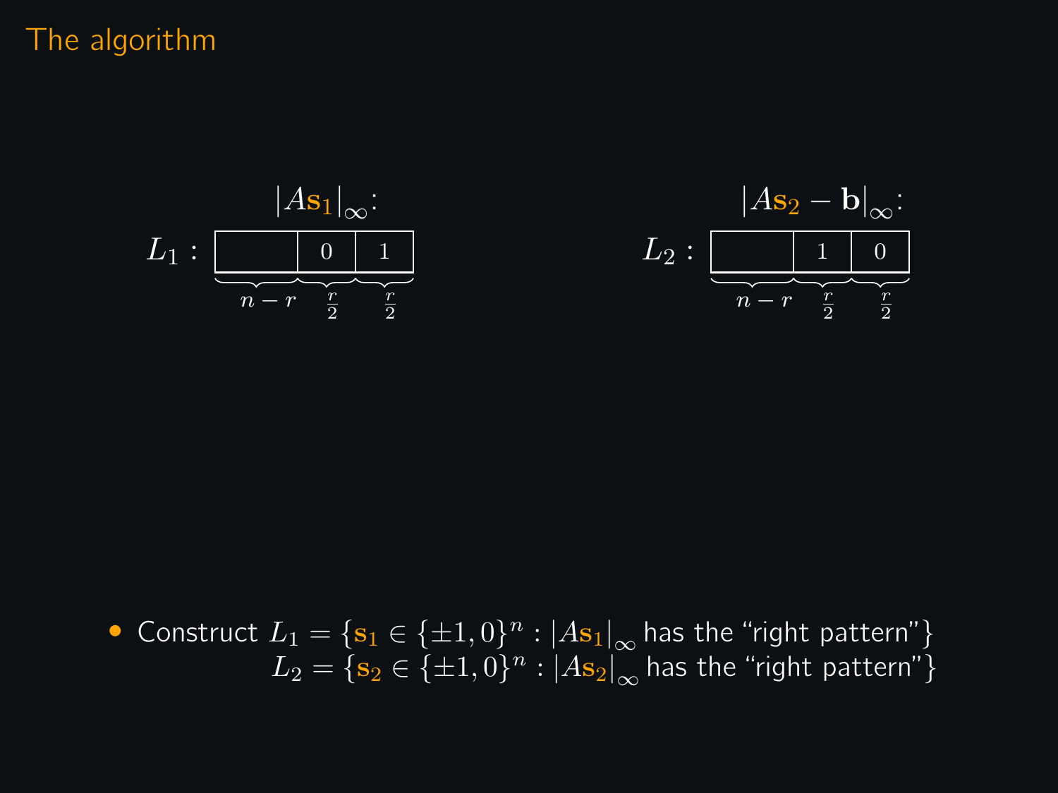# The algorithm

$|A\mathbf{s}_1|_\infty$:

$L_1$ : | | 0 | 1 | with segment widths $n-r$, $\frac{r}{2}$, $\frac{r}{2}$

$|A\mathbf{s}_2 - \mathbf{b}|_\infty$:

$L_2$ : | | 1 | 0 | with segment widths $n-r$, $\frac{r}{2}$, $\frac{r}{2}$

- Construct $L_1 = \{\mathbf{s}_1 \in \{\pm 1, 0\}^n : |A\mathbf{s}_1|_\infty$ has the "right pattern"$\}$
  $L_2 = \{\mathbf{s}_2 \in \{\pm 1, 0\}^n : |A\mathbf{s}_2|_\infty$ has the "right pattern"$\}$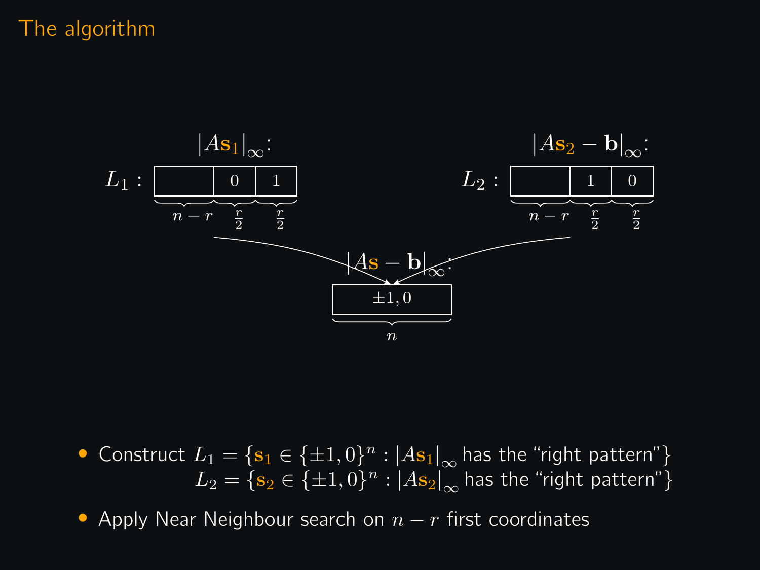# The algorithm

$|A\mathbf{s}_1|_\infty$:

$L_1$ : | | 0 | 1 | — widths: $n-r$, $\frac{r}{2}$, $\frac{r}{2}$

$|A\mathbf{s}_2 - \mathbf{b}|_\infty$:

$L_2$ : | | 1 | 0 | — widths: $n-r$, $\frac{r}{2}$, $\frac{r}{2}$

$|A\mathbf{s} - \mathbf{b}|_\infty$:

| $\pm 1, 0$ | — width: $n$

- Construct $L_1 = \{\mathbf{s}_1 \in \{\pm 1, 0\}^n : |A\mathbf{s}_1|_\infty$ has the "right pattern"$\}$
  $L_2 = \{\mathbf{s}_2 \in \{\pm 1, 0\}^n : |A\mathbf{s}_2|_\infty$ has the "right pattern"$\}$
- Apply Near Neighbour search on $n - r$ first coordinates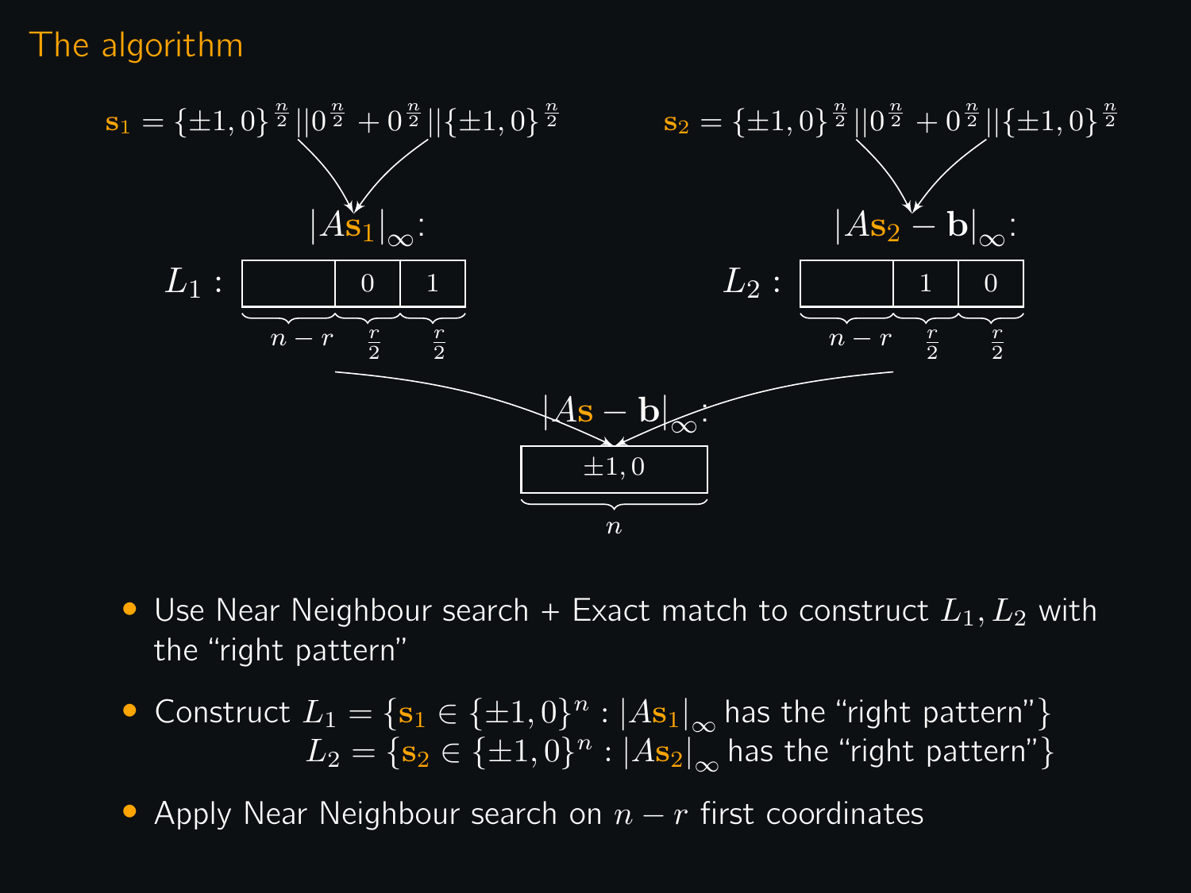# The algorithm

$\mathbf{s}_1 = \{\pm 1, 0\}^{\frac{n}{2}} || 0^{\frac{n}{2}} + 0^{\frac{n}{2}} || \{\pm 1, 0\}^{\frac{n}{2}}$

$\mathbf{s}_2 = \{\pm 1, 0\}^{\frac{n}{2}} || 0^{\frac{n}{2}} + 0^{\frac{n}{2}} || \{\pm 1, 0\}^{\frac{n}{2}}$

$|A\mathbf{s}_1|_\infty$:

$L_1$ : [ $n-r$ | $0$ ($\frac{r}{2}$) | $1$ ($\frac{r}{2}$) ]

$|A\mathbf{s}_2 - \mathbf{b}|_\infty$:

$L_2$ : [ $n-r$ | $1$ ($\frac{r}{2}$) | $0$ ($\frac{r}{2}$) ]

$|A\mathbf{s} - \mathbf{b}|_\infty$: [ $\pm 1, 0$ ] ($n$)

- Use Near Neighbour search + Exact match to construct $L_1, L_2$ with the "right pattern"
- Construct $L_1 = \{\mathbf{s}_1 \in \{\pm 1, 0\}^n : |A\mathbf{s}_1|_\infty$ has the "right pattern"$\}$
  $L_2 = \{\mathbf{s}_2 \in \{\pm 1, 0\}^n : |A\mathbf{s}_2|_\infty$ has the "right pattern"$\}$
- Apply Near Neighbour search on $n - r$ first coordinates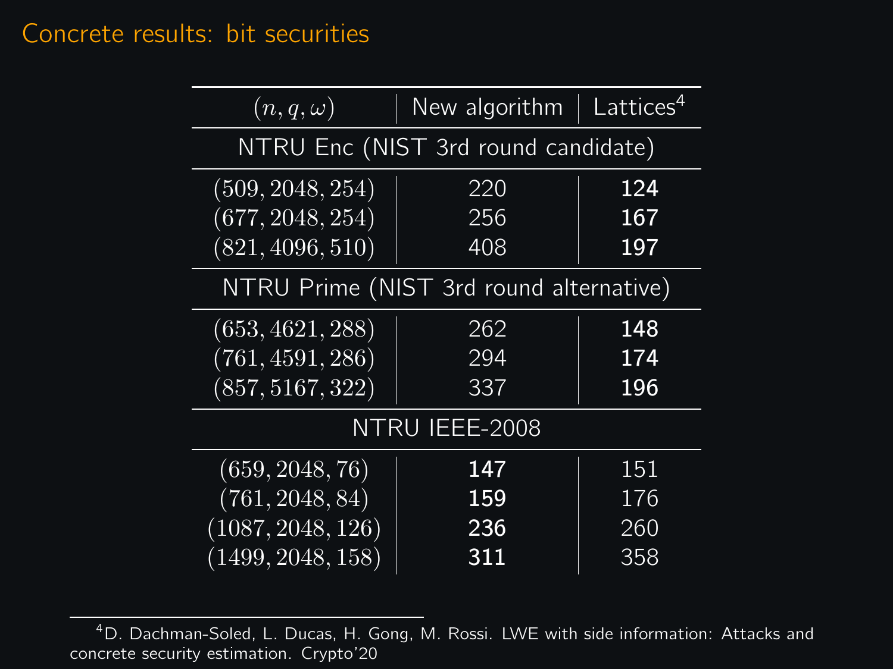# Concrete results: bit securities

| $(n, q, \omega)$ | New algorithm | Lattices[4] |
|---|---|---|
| NTRU Enc (NIST 3rd round candidate) | | |
| $(509, 2048, 254)$ | 220 | **124** |
| $(677, 2048, 254)$ | 256 | **167** |
| $(821, 4096, 510)$ | 408 | **197** |
| NTRU Prime (NIST 3rd round alternative) | | |
| $(653, 4621, 288)$ | 262 | **148** |
| $(761, 4591, 286)$ | 294 | **174** |
| $(857, 5167, 322)$ | 337 | **196** |
| NTRU IEEE-2008 | | |
| $(659, 2048, 76)$ | **147** | 151 |
| $(761, 2048, 84)$ | **159** | 176 |
| $(1087, 2048, 126)$ | **236** | 260 |
| $(1499, 2048, 158)$ | **311** | 358 |

[4] D. Dachman-Soled, L. Ducas, H. Gong, M. Rossi. LWE with side information: Attacks and concrete security estimation. Crypto'20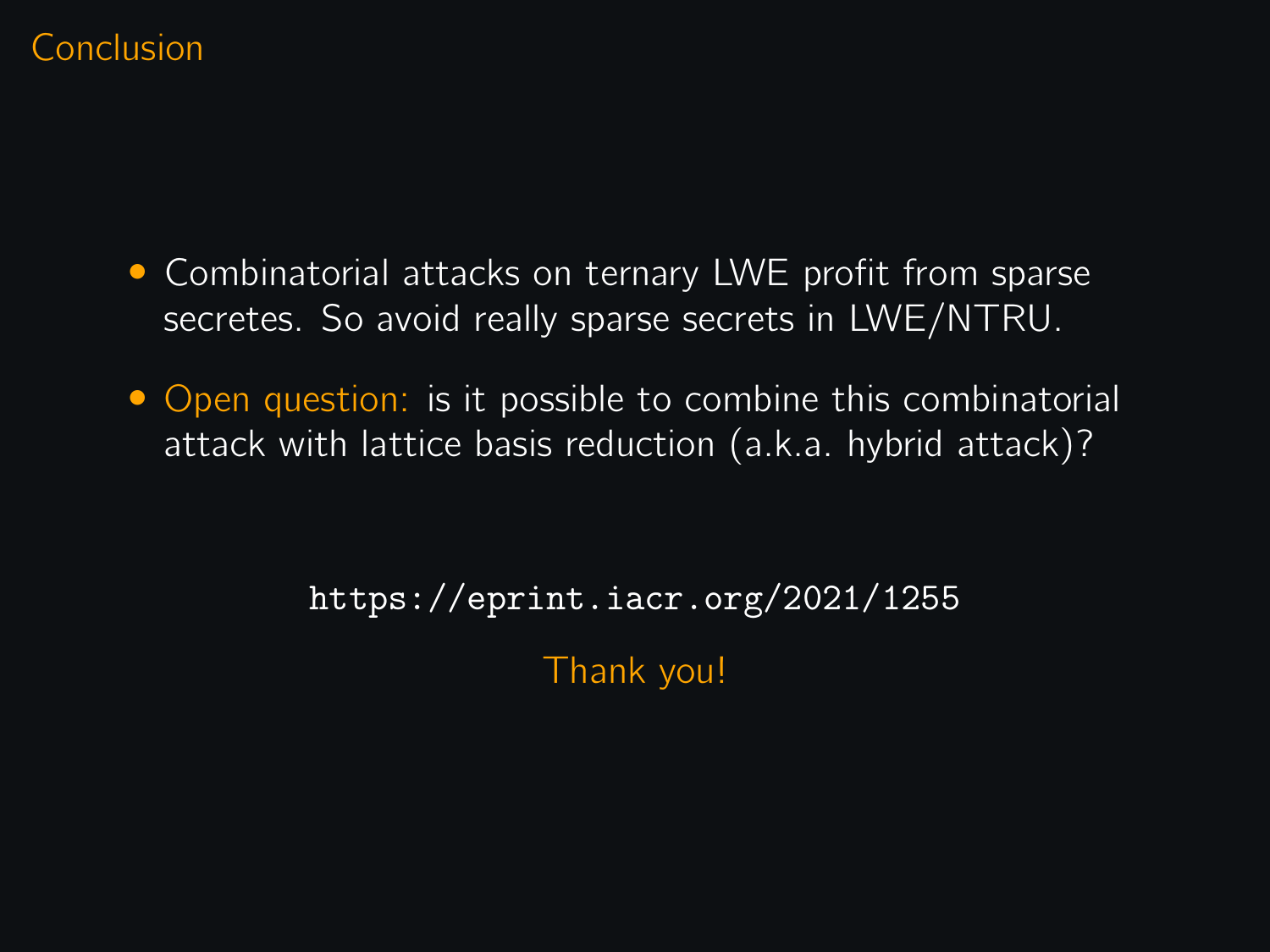# Conclusion

- Combinatorial attacks on ternary LWE profit from sparse secretes. So avoid really sparse secrets in LWE/NTRU.
- Open question: is it possible to combine this combinatorial attack with lattice basis reduction (a.k.a. hybrid attack)?

https://eprint.iacr.org/2021/1255

Thank you!